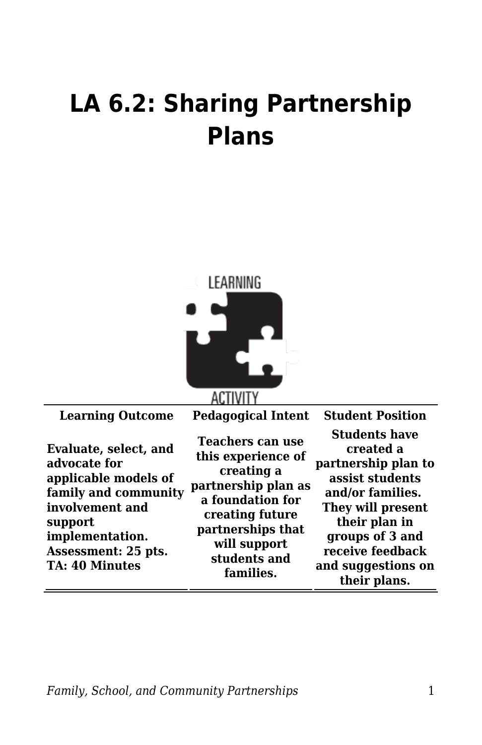# LA 6.2: Sharing Partnership Plans

| Learning Outcome | Pedagogical Intent | Student Position |
| --- | --- | --- |
| **Evaluate, select, and advocate for applicable models of family and community involvement and support implementation. Assessment: 25 pts. TA: 40 Minutes** | **Teachers can use this experience of creating a partnership plan as a foundation for creating future partnerships that will support students and families.** | **Students have created a partnership plan to assist students and/or families. They will present their plan in groups of 3 and receive feedback and suggestions on their plans.** |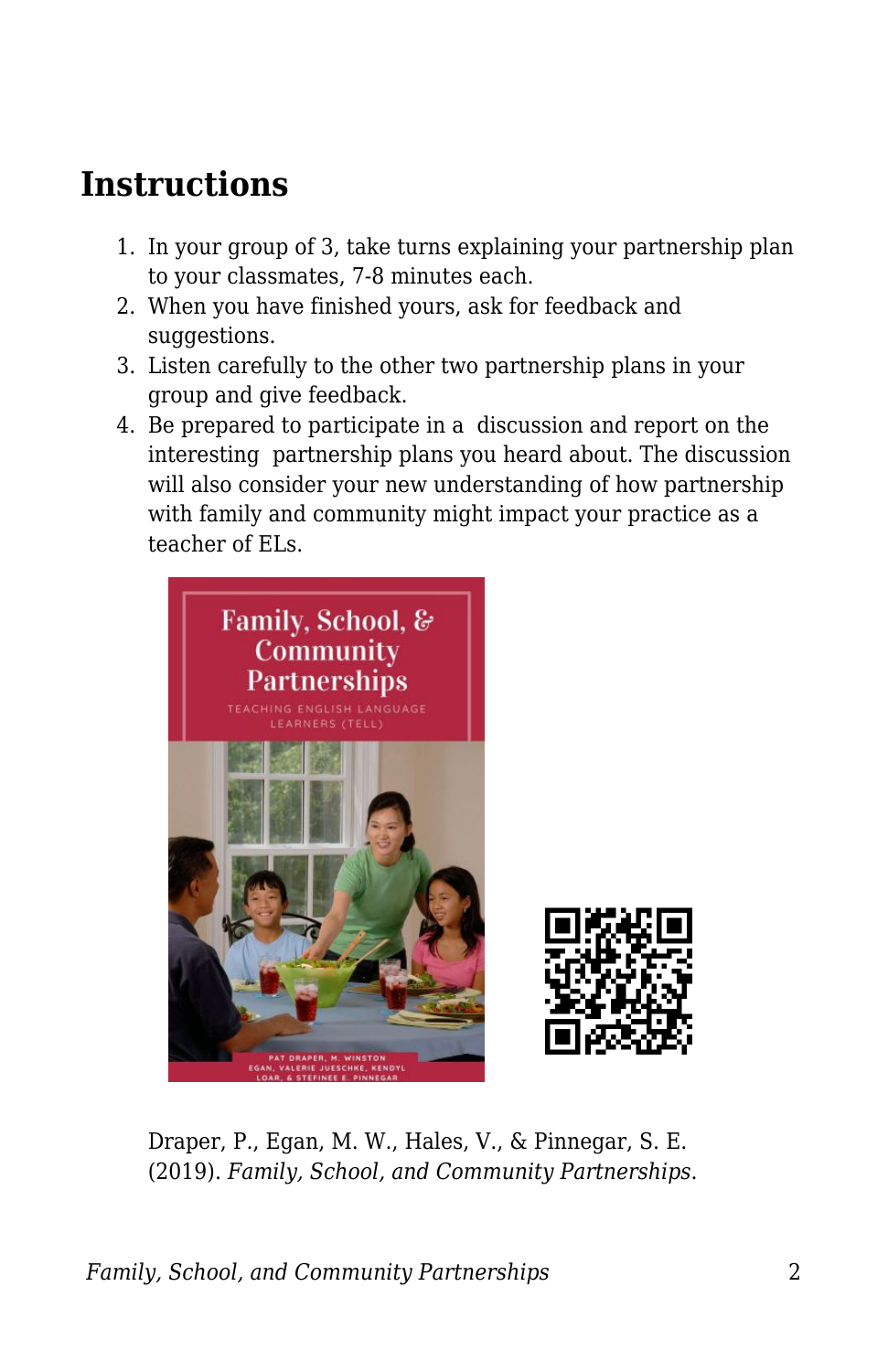## Instructions

1. In your group of 3, take turns explaining your partnership plan to your classmates, 7-8 minutes each.
2. When you have finished yours, ask for feedback and suggestions.
3. Listen carefully to the other two partnership plans in your group and give feedback.
4. Be prepared to participate in a discussion and report on the interesting partnership plans you heard about. The discussion will also consider your new understanding of how partnership with family and community might impact your practice as a teacher of ELs.

Draper, P., Egan, M. W., Hales, V., & Pinnegar, S. E. (2019). *Family, School, and Community Partnerships*.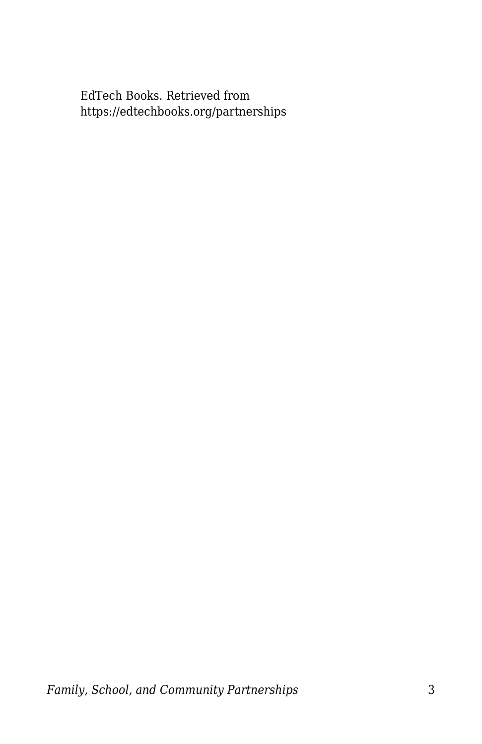EdTech Books. Retrieved from https://edtechbooks.org/partnerships